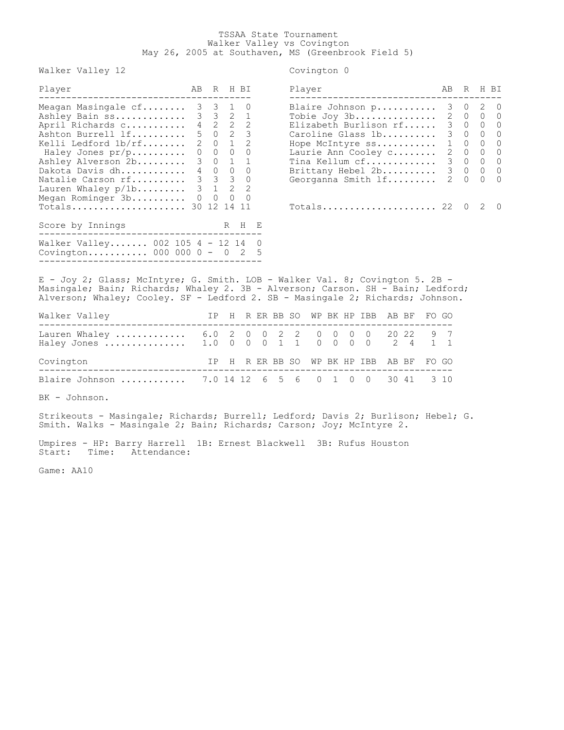# TSSAA State Tournament
## Walker Valley vs Covington
### May 26, 2005 at Southaven, MS (Greenbrook Field 5)

**Walker Valley 12**

| Player | AB | R | H | BI |
|---|---|---|---|---|
| Meagan Masingale cf | 3 | 3 | 1 | 0 |
| Ashley Bain ss | 3 | 3 | 2 | 1 |
| April Richards c | 4 | 2 | 2 | 2 |
| Ashton Burrell lf | 5 | 0 | 2 | 3 |
| Kelli Ledford 1b/rf | 2 | 0 | 1 | 2 |
| Haley Jones pr/p | 0 | 0 | 0 | 0 |
| Ashley Alverson 2b | 3 | 0 | 1 | 1 |
| Dakota Davis dh | 4 | 0 | 0 | 0 |
| Natalie Carson rf | 3 | 3 | 3 | 0 |
| Lauren Whaley p/1b | 3 | 1 | 2 | 2 |
| Megan Rominger 3b | 0 | 0 | 0 | 0 |
| Totals | 30 | 12 | 14 | 11 |

**Covington 0**

| Player | AB | R | H | BI |
|---|---|---|---|---|
| Blaire Johnson p | 3 | 0 | 2 | 0 |
| Tobie Joy 3b | 2 | 0 | 0 | 0 |
| Elizabeth Burlison rf | 3 | 0 | 0 | 0 |
| Caroline Glass 1b | 3 | 0 | 0 | 0 |
| Hope McIntyre ss | 1 | 0 | 0 | 0 |
| Laurie Ann Cooley c | 2 | 0 | 0 | 0 |
| Tina Kellum cf | 3 | 0 | 0 | 0 |
| Brittany Hebel 2b | 3 | 0 | 0 | 0 |
| Georganna Smith lf | 2 | 0 | 0 | 0 |
| Totals | 22 | 0 | 2 | 0 |

| Score by Innings | | R | H | E |
|---|---|---|---|---|
| Walker Valley | 002 105 4 | 12 | 14 | 0 |
| Covington | 000 000 0 | 0 | 2 | 5 |

E - Joy 2; Glass; McIntyre; G. Smith. LOB - Walker Val. 8; Covington 5. 2B - Masingale; Bain; Richards; Whaley 2. 3B - Alverson; Carson. SH - Bain; Ledford; Alverson; Whaley; Cooley. SF - Ledford 2. SB - Masingale 2; Richards; Johnson.

| Walker Valley | IP | H | R | ER | BB | SO | WP | BK | HP | IBB | AB | BF | FO | GO |
|---|---|---|---|---|---|---|---|---|---|---|---|---|---|---|
| Lauren Whaley | 6.0 | 2 | 0 | 0 | 2 | 2 | 0 | 0 | 0 | 0 | 20 | 22 | 9 | 7 |
| Haley Jones | 1.0 | 0 | 0 | 0 | 1 | 1 | 0 | 0 | 0 | 0 | 2 | 4 | 1 | 1 |

| Covington | IP | H | R | ER | BB | SO | WP | BK | HP | IBB | AB | BF | FO | GO |
|---|---|---|---|---|---|---|---|---|---|---|---|---|---|---|
| Blaire Johnson | 7.0 | 14 | 12 | 6 | 5 | 6 | 0 | 1 | 0 | 0 | 30 | 41 | 3 | 10 |

BK - Johnson.

Strikeouts - Masingale; Richards; Burrell; Ledford; Davis 2; Burlison; Hebel; G. Smith. Walks - Masingale 2; Bain; Richards; Carson; Joy; McIntyre 2.

Umpires - HP: Barry Harrell 1B: Ernest Blackwell 3B: Rufus Houston
Start: Time: Attendance:

Game: AA10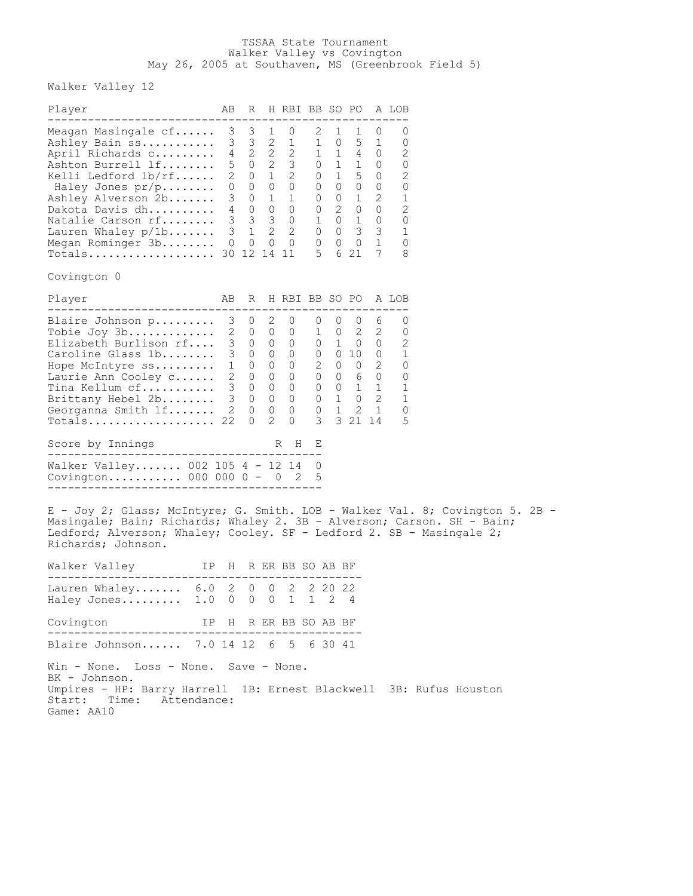TSSAA State Tournament
Walker Valley vs Covington
May 26, 2005 at Southaven, MS (Greenbrook Field 5)

Walker Valley 12

| Player | AB | R | H | RBI | BB | SO | PO | A | LOB |
|---|---|---|---|---|---|---|---|---|---|
| Meagan Masingale cf...... | 3 | 3 | 1 | 0 | 2 | 1 | 1 | 0 | 0 |
| Ashley Bain ss........... | 3 | 3 | 2 | 1 | 1 | 0 | 5 | 1 | 0 |
| April Richards c......... | 4 | 2 | 2 | 2 | 1 | 1 | 4 | 0 | 2 |
| Ashton Burrell lf........ | 5 | 0 | 2 | 3 | 0 | 1 | 1 | 0 | 0 |
| Kelli Ledford 1b/rf...... | 2 | 0 | 1 | 2 | 0 | 1 | 5 | 0 | 2 |
| Haley Jones pr/p........ | 0 | 0 | 0 | 0 | 0 | 0 | 0 | 0 | 0 |
| Ashley Alverson 2b....... | 3 | 0 | 1 | 1 | 0 | 0 | 1 | 2 | 1 |
| Dakota Davis dh.......... | 4 | 0 | 0 | 0 | 0 | 2 | 0 | 0 | 2 |
| Natalie Carson rf........ | 3 | 3 | 3 | 0 | 1 | 0 | 1 | 0 | 0 |
| Lauren Whaley p/1b....... | 3 | 1 | 2 | 2 | 0 | 0 | 3 | 3 | 1 |
| Megan Rominger 3b........ | 0 | 0 | 0 | 0 | 0 | 0 | 0 | 1 | 0 |
| Totals................... | 30 | 12 | 14 | 11 | 5 | 6 | 21 | 7 | 8 |

Covington 0

| Player | AB | R | H | RBI | BB | SO | PO | A | LOB |
|---|---|---|---|---|---|---|---|---|---|
| Blaire Johnson p......... | 3 | 0 | 2 | 0 | 0 | 0 | 0 | 6 | 0 |
| Tobie Joy 3b............. | 2 | 0 | 0 | 0 | 1 | 0 | 2 | 2 | 0 |
| Elizabeth Burlison rf.... | 3 | 0 | 0 | 0 | 0 | 1 | 0 | 0 | 2 |
| Caroline Glass 1b........ | 3 | 0 | 0 | 0 | 0 | 0 | 10 | 0 | 1 |
| Hope McIntyre ss......... | 1 | 0 | 0 | 0 | 2 | 0 | 0 | 2 | 0 |
| Laurie Ann Cooley c...... | 2 | 0 | 0 | 0 | 0 | 0 | 6 | 0 | 0 |
| Tina Kellum cf........... | 3 | 0 | 0 | 0 | 0 | 0 | 1 | 1 | 1 |
| Brittany Hebel 2b........ | 3 | 0 | 0 | 0 | 0 | 1 | 0 | 2 | 1 |
| Georganna Smith lf....... | 2 | 0 | 0 | 0 | 0 | 1 | 2 | 1 | 0 |
| Totals................... | 22 | 0 | 2 | 0 | 3 | 3 | 21 | 14 | 5 |

| Score by Innings | | R | H | E |
|---|---|---|---|---|
| Walker Valley....... | 002 105 4 | 12 | 14 | 0 |
| Covington........... | 000 000 0 | 0 | 2 | 5 |

E - Joy 2; Glass; McIntyre; G. Smith. LOB - Walker Val. 8; Covington 5. 2B - Masingale; Bain; Richards; Whaley 2. 3B - Alverson; Carson. SH - Bain; Ledford; Alverson; Whaley; Cooley. SF - Ledford 2. SB - Masingale 2; Richards; Johnson.

| Walker Valley | IP | H | R | ER | BB | SO | AB | BF |
|---|---|---|---|---|---|---|---|---|
| Lauren Whaley....... | 6.0 | 2 | 0 | 0 | 2 | 2 | 20 | 22 |
| Haley Jones......... | 1.0 | 0 | 0 | 0 | 1 | 1 | 2 | 4 |

| Covington | IP | H | R | ER | BB | SO | AB | BF |
|---|---|---|---|---|---|---|---|---|
| Blaire Johnson...... | 7.0 | 14 | 12 | 6 | 5 | 6 | 30 | 41 |

Win - None. Loss - None. Save - None.
BK - Johnson.
Umpires - HP: Barry Harrell 1B: Ernest Blackwell 3B: Rufus Houston
Start: Time: Attendance:
Game: AA10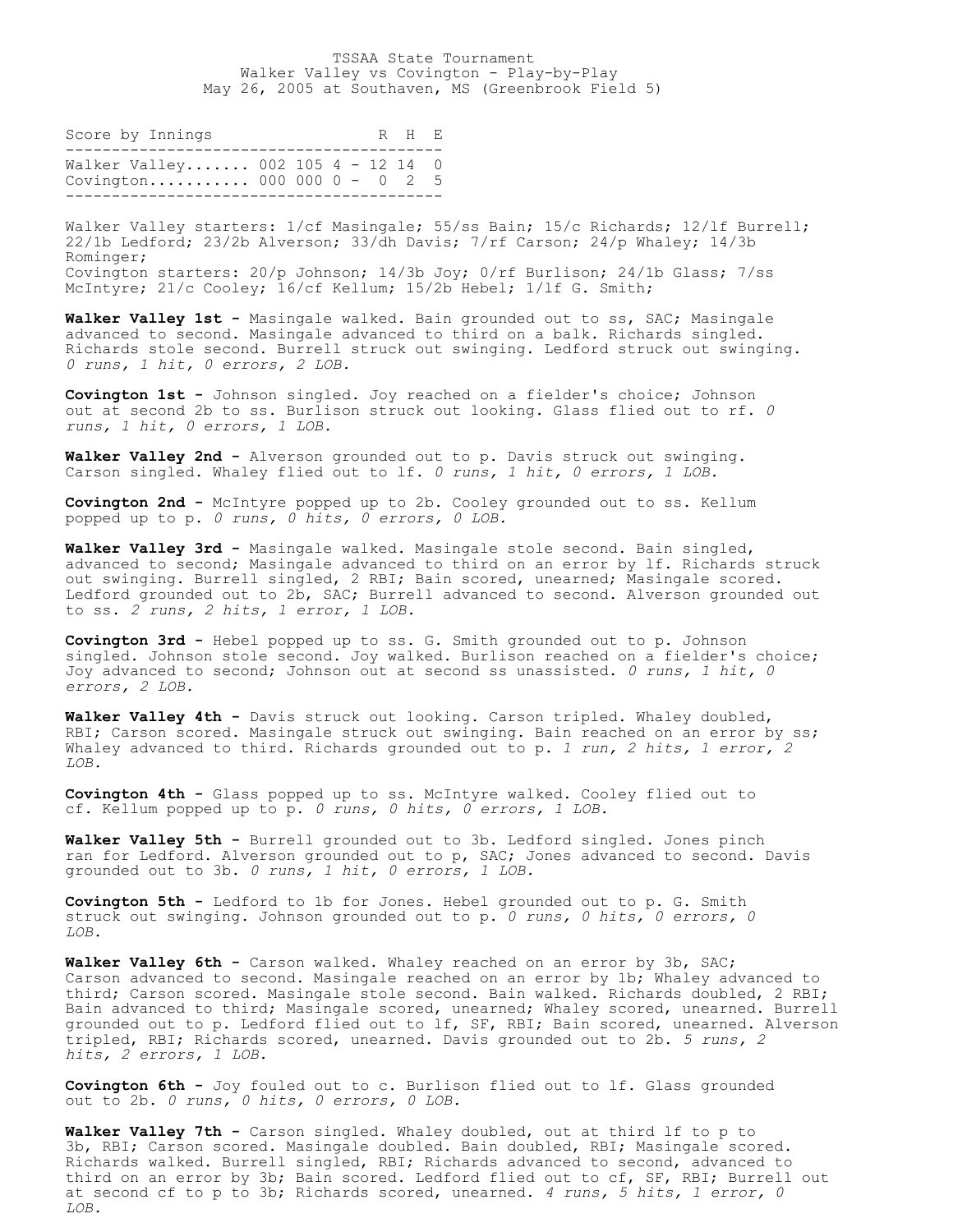TSSAA State Tournament
Walker Valley vs Covington - Play-by-Play
May 26, 2005 at Southaven, MS (Greenbrook Field 5)

| Score by Innings | | R | H | E |
|---|---|---|---|---|
| Walker Valley....... | 002 105 4 - | 12 | 14 | 0 |
| Covington........... | 000 000 0 - | 0 | 2 | 5 |

Walker Valley starters: 1/cf Masingale; 55/ss Bain; 15/c Richards; 12/lf Burrell; 22/1b Ledford; 23/2b Alverson; 33/dh Davis; 7/rf Carson; 24/p Whaley; 14/3b Rominger;
Covington starters: 20/p Johnson; 14/3b Joy; 0/rf Burlison; 24/1b Glass; 7/ss McIntyre; 21/c Cooley; 16/cf Kellum; 15/2b Hebel; 1/lf G. Smith;

**Walker Valley 1st -** Masingale walked. Bain grounded out to ss, SAC; Masingale advanced to second. Masingale advanced to third on a balk. Richards singled. Richards stole second. Burrell struck out swinging. Ledford struck out swinging. *0 runs, 1 hit, 0 errors, 2 LOB.*

**Covington 1st -** Johnson singled. Joy reached on a fielder's choice; Johnson out at second 2b to ss. Burlison struck out looking. Glass flied out to rf. *0 runs, 1 hit, 0 errors, 1 LOB.*

**Walker Valley 2nd -** Alverson grounded out to p. Davis struck out swinging. Carson singled. Whaley flied out to lf. *0 runs, 1 hit, 0 errors, 1 LOB.*

**Covington 2nd -** McIntyre popped up to 2b. Cooley grounded out to ss. Kellum popped up to p. *0 runs, 0 hits, 0 errors, 0 LOB.*

**Walker Valley 3rd -** Masingale walked. Masingale stole second. Bain singled, advanced to second; Masingale advanced to third on an error by lf. Richards struck out swinging. Burrell singled, 2 RBI; Bain scored, unearned; Masingale scored. Ledford grounded out to 2b, SAC; Burrell advanced to second. Alverson grounded out to ss. *2 runs, 2 hits, 1 error, 1 LOB.*

**Covington 3rd -** Hebel popped up to ss. G. Smith grounded out to p. Johnson singled. Johnson stole second. Joy walked. Burlison reached on a fielder's choice; Joy advanced to second; Johnson out at second ss unassisted. *0 runs, 1 hit, 0 errors, 2 LOB.*

**Walker Valley 4th -** Davis struck out looking. Carson tripled. Whaley doubled, RBI; Carson scored. Masingale struck out swinging. Bain reached on an error by ss; Whaley advanced to third. Richards grounded out to p. *1 run, 2 hits, 1 error, 2 LOB.*

**Covington 4th -** Glass popped up to ss. McIntyre walked. Cooley flied out to cf. Kellum popped up to p. *0 runs, 0 hits, 0 errors, 1 LOB.*

**Walker Valley 5th -** Burrell grounded out to 3b. Ledford singled. Jones pinch ran for Ledford. Alverson grounded out to p, SAC; Jones advanced to second. Davis grounded out to 3b. *0 runs, 1 hit, 0 errors, 1 LOB.*

**Covington 5th -** Ledford to 1b for Jones. Hebel grounded out to p. G. Smith struck out swinging. Johnson grounded out to p. *0 runs, 0 hits, 0 errors, 0 LOB.*

**Walker Valley 6th -** Carson walked. Whaley reached on an error by 3b, SAC; Carson advanced to second. Masingale reached on an error by 1b; Whaley advanced to third; Carson scored. Masingale stole second. Bain walked. Richards doubled, 2 RBI; Bain advanced to third; Masingale scored, unearned; Whaley scored, unearned. Burrell grounded out to p. Ledford flied out to lf, SF, RBI; Bain scored, unearned. Alverson tripled, RBI; Richards scored, unearned. Davis grounded out to 2b. *5 runs, 2 hits, 2 errors, 1 LOB.*

**Covington 6th -** Joy fouled out to c. Burlison flied out to lf. Glass grounded out to 2b. *0 runs, 0 hits, 0 errors, 0 LOB.*

**Walker Valley 7th -** Carson singled. Whaley doubled, out at third lf to p to 3b, RBI; Carson scored. Masingale doubled. Bain doubled, RBI; Masingale scored. Richards walked. Burrell singled, RBI; Richards advanced to second, advanced to third on an error by 3b; Bain scored. Ledford flied out to cf, SF, RBI; Burrell out at second cf to p to 3b; Richards scored, unearned. *4 runs, 5 hits, 1 error, 0 LOB.*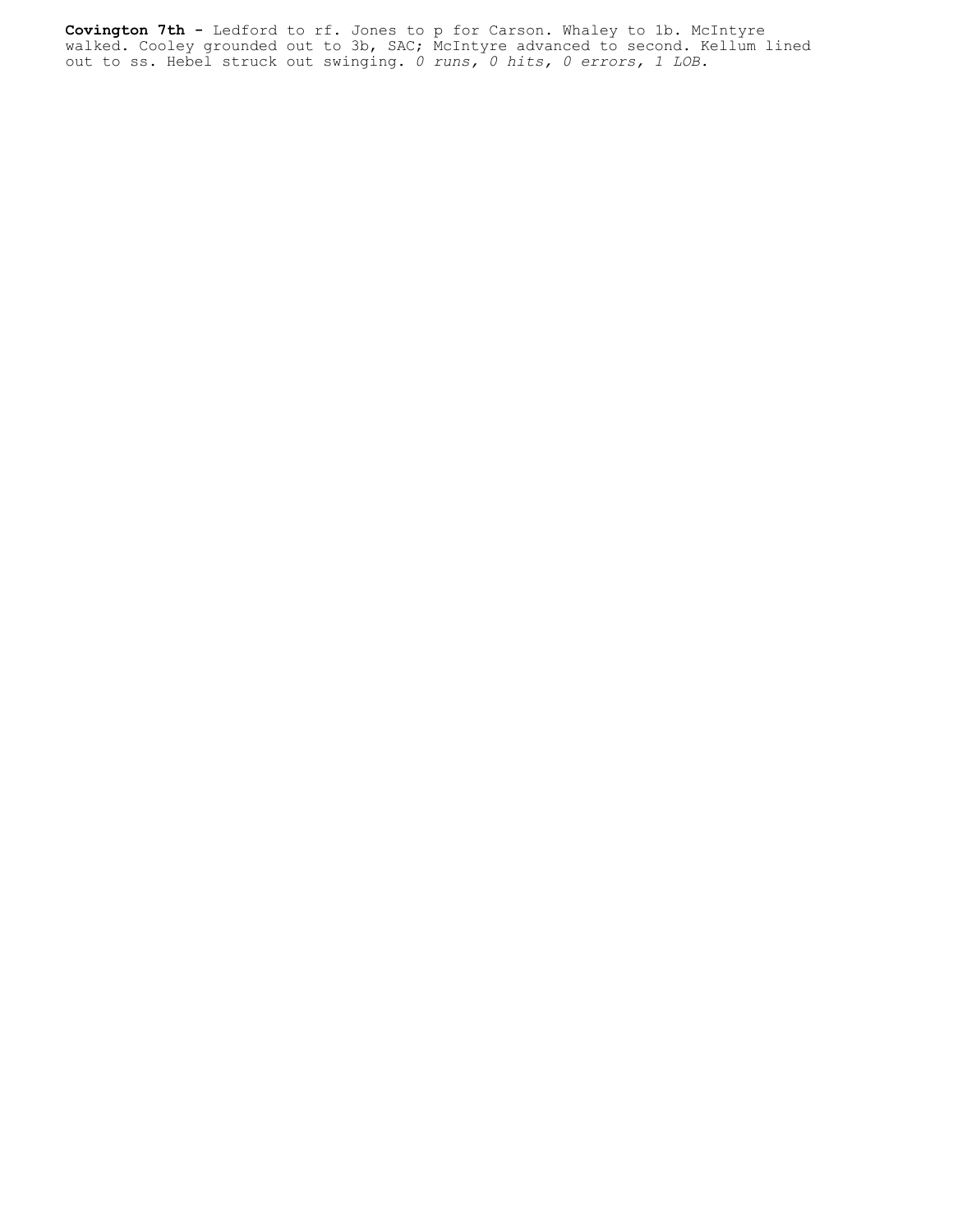**Covington 7th -** Ledford to rf. Jones to p for Carson. Whaley to 1b. McIntyre walked. Cooley grounded out to 3b, SAC; McIntyre advanced to second. Kellum lined out to ss. Hebel struck out swinging. *0 runs, 0 hits, 0 errors, 1 LOB.*